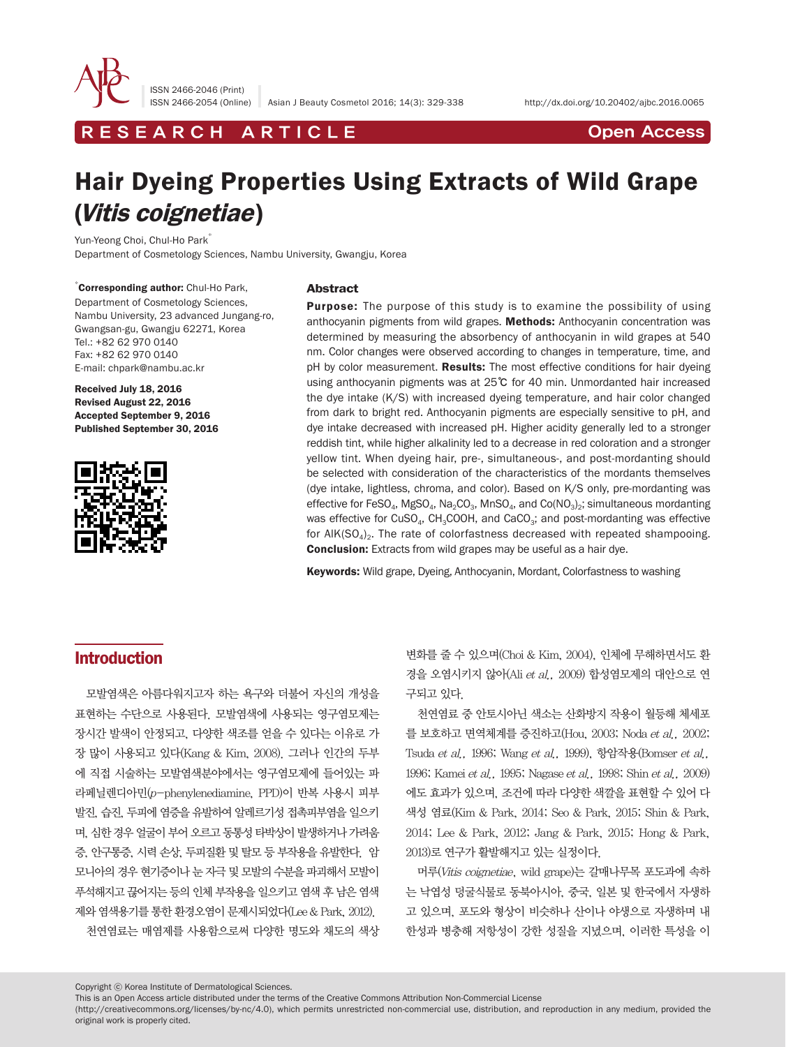RESEARCH ARTICLE

Open Access

# Hair Dyeing Properties Using Extracts of Wild Grape (*Vitis coignetiae*)

Yun-Yeong Choi, Chul-Ho Park*

Department of Cosmetology Sciences, Nambu University, Gwangju, Korea

*Corresponding author: Chul-Ho Park, Department of Cosmetology Sciences, Nambu University, 23 advanced Jungang-ro, Gwangsan-gu, Gwangju 62271, Korea
Tel.: +82 62 970 0140
Fax: +82 62 970 0140
E-mail: chpark@nambu.ac.kr

**Received July 18, 2016**
**Revised August 22, 2016**
**Accepted September 9, 2016**
**Published September 30, 2016**

## Abstract

**Purpose:** The purpose of this study is to examine the possibility of using anthocyanin pigments from wild grapes. **Methods:** Anthocyanin concentration was determined by measuring the absorbency of anthocyanin in wild grapes at 540 nm. Color changes were observed according to changes in temperature, time, and pH by color measurement. **Results:** The most effective conditions for hair dyeing using anthocyanin pigments was at 25℃ for 40 min. Unmordanted hair increased the dye intake (K/S) with increased dyeing temperature, and hair color changed from dark to bright red. Anthocyanin pigments are especially sensitive to pH, and dye intake decreased with increased pH. Higher acidity generally led to a stronger reddish tint, while higher alkalinity led to a decrease in red coloration and a stronger yellow tint. When dyeing hair, pre-, simultaneous-, and post-mordanting should be selected with consideration of the characteristics of the mordants themselves (dye intake, lightless, chroma, and color). Based on K/S only, pre-mordanting was effective for $FeSO_4$, $MgSO_4$, $Na_2CO_3$, $MnSO_4$, and $Co(NO_3)_2$; simultaneous mordanting was effective for $CuSO_4$, $CH_3COOH$, and $CaCO_3$; and post-mordanting was effective for $AlK(SO_4)_2$. The rate of colorfastness decreased with repeated shampooing. **Conclusion:** Extracts from wild grapes may be useful as a hair dye.

**Keywords:** Wild grape, Dyeing, Anthocyanin, Mordant, Colorfastness to washing

## Introduction

모발염색은 아름다워지고자 하는 욕구와 더불어 자신의 개성을 표현하는 수단으로 사용된다. 모발염색에 사용되는 영구염모제는 장시간 발색이 안정되고, 다양한 색조를 얻을 수 있다는 이유로 가장 많이 사용되고 있다(Kang & Kim, 2008). 그러나 인간의 두부에 직접 시술하는 모발염색분야에서는 영구염모제에 들어있는 파라페닐렌디아민(*p*-phenylenediamine, PPD)이 반복 사용시 피부발진, 습진, 두피에 염증을 유발하여 알레르기성 접촉피부염을 일으키며, 심한 경우 얼굴이 부어 오르고 동통성 타박상이 발생하거나 가려움증, 안구통증, 시력 손상, 두피질환 및 탈모 등 부작용을 유발한다. 암모니아의 경우 현기증이나 눈 자극 및 모발의 수분을 파괴해서 모발이 푸석해지고 끊어지는 등의 인체 부작용을 일으키고 염색 후 남은 염색제와 염색용기를 통한 환경오염이 문제시되었다(Lee & Park, 2012).

천연염료는 매염제를 사용함으로써 다양한 명도와 채도의 색상변화를 줄 수 있으며(Choi & Kim, 2004), 인체에 무해하면서도 환경을 오염시키지 않아(Ali *et al.*, 2009) 합성염모제의 대안으로 연구되고 있다.

천연염료 중 안토시아닌 색소는 산화방지 작용이 월등해 체세포를 보호하고 면역체계를 증진하고(Hou, 2003; Noda *et al.*, 2002; Tsuda *et al.*, 1996; Wang *et al.*, 1999), 항암작용(Bomser *et al.*, 1996; Kamei *et al.*, 1995; Nagase *et al.*, 1998; Shin *et al.*, 2009)에도 효과가 있으며, 조건에 따라 다양한 색깔을 표현할 수 있어 다색성 염료(Kim & Park, 2014; Seo & Park, 2015; Shin & Park, 2014; Lee & Park, 2012; Jang & Park, 2015; Hong & Park, 2013)로 연구가 활발해지고 있는 실정이다.

머루(*Vitis coignetiae*, wild grape)는 갈매나무목 포도과에 속하는 낙엽성 덩굴식물로 동북아시아, 중국, 일본 및 한국에서 자생하고 있으며, 포도와 형상이 비슷하나 산이나 야생으로 자생하며 내한성과 병충해 저항성이 강한 성질을 지녔으며, 이러한 특성을 이

Copyright ⓒ Korea Institute of Dermatological Sciences.
This is an Open Access article distributed under the terms of the Creative Commons Attribution Non-Commercial License (http://creativecommons.org/licenses/by-nc/4.0), which permits unrestricted non-commercial use, distribution, and reproduction in any medium, provided the original work is properly cited.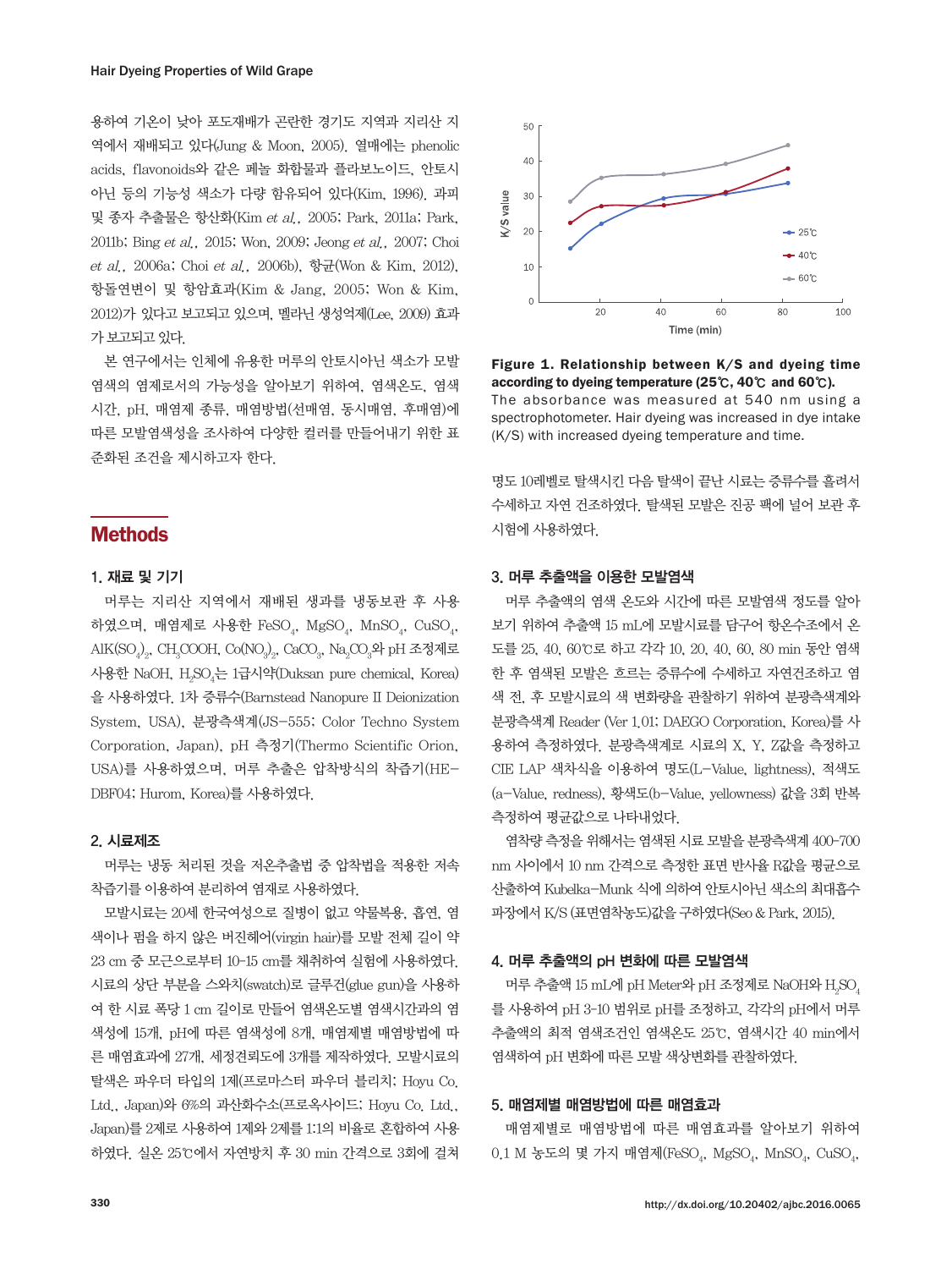용하여 기온이 낮아 포도재배가 곤란한 경기도 지역과 지리산 지역에서 재배되고 있다(Jung & Moon, 2005). 열매에는 phenolic acids, flavonoids와 같은 페놀 화합물과 플라보노이드, 안토시아닌 등의 기능성 색소가 다량 함유되어 있다(Kim, 1996). 과피 및 종자 추출물은 항산화(Kim *et al.*, 2005; Park, 2011a; Park, 2011b; Bing *et al.*, 2015; Won, 2009; Jeong *et al.*, 2007; Choi *et al.*, 2006a; Choi *et al.*, 2006b), 항균(Won & Kim, 2012), 항돌연변이 및 항암효과(Kim & Jang, 2005; Won & Kim, 2012)가 있다고 보고되고 있으며, 멜라닌 생성억제(Lee, 2009) 효과가 보고되고 있다.

본 연구에서는 인체에 유용한 머루의 안토시아닌 색소가 모발염색의 염제로서의 가능성을 알아보기 위하여, 염색온도, 염색시간, pH, 매염제 종류, 매염방법(선매염, 동시매염, 후매염)에 따른 모발염색성을 조사하여 다양한 컬러를 만들어내기 위한 표준화된 조건을 제시하고자 한다.

## Methods

### 1. 재료 및 기기

머루는 지리산 지역에서 재배된 생과를 냉동보관 후 사용하였으며, 매염제로 사용한 $FeSO_4$, $MgSO_4$, $MnSO_4$, $CuSO_4$, $AlK(SO_4)_2$, $CH_3COOH$, $Co(NO_3)_2$, $CaCO_3$, $Na_2CO_3$와 pH 조정제로 사용한 NaOH, $H_2SO_4$는 1급시약(Duksan pure chemical, Korea)을 사용하였다. 1차 증류수(Barnstead Nanopure II Deionization System, USA), 분광측색계(JS-555; Color Techno System Corporation, Japan), pH 측정기(Thermo Scientific Orion, USA)를 사용하였으며, 머루 추출은 압착방식의 착즙기(HE-DBF04; Hurom, Korea)를 사용하였다.

### 2. 시료제조

머루는 냉동 처리된 것을 저온추출법 중 압착법을 적용한 저속 착즙기를 이용하여 분리하여 염재로 사용하였다.

모발시료는 20세 한국여성으로 질병이 없고 약물복용, 흡연, 염색이나 펌을 하지 않은 버진헤어(virgin hair)를 모발 전체 길이 약 23 cm 중 모근으로부터 10-15 cm를 채취하여 실험에 사용하였다. 시료의 상단 부분을 스와치(swatch)로 글루건(glue gun)을 사용하여 한 시료 폭당 1 cm 길이로 만들어 염색온도별 염색시간과의 염색성에 15개, pH에 따른 염색성에 8개, 매염제별 매염방법에 따른 매염효과에 27개, 세정견뢰도에 3개를 제작하였다. 모발시료의 탈색은 파우더 타입의 1제(프로마스터 파우더 블리치; Hoyu Co. Ltd., Japan)와 6%의 과산화수소(프로옥사이드; Hoyu Co. Ltd., Japan)를 2제로 사용하여 1제와 2제를 1:1의 비율로 혼합하여 사용하였다. 실온 25℃에서 자연방치 후 30 min 간격으로 3회에 걸쳐 명도 10레벨로 탈색시킨 다음 탈색이 끝난 시료는 증류수를 흘려서 수세하고 자연 건조하였다. 탈색된 모발은 진공 팩에 넣어 보관 후 시험에 사용하였다.

**Figure 1. Relationship between K/S and dyeing time according to dyeing temperature (25℃, 40℃ and 60℃).**
The absorbance was measured at 540 nm using a spectrophotometer. Hair dyeing was increased in dye intake (K/S) with increased dyeing temperature and time.

### 3. 머루 추출액을 이용한 모발염색

머루 추출액의 염색 온도와 시간에 따른 모발염색 정도를 알아보기 위하여 추출액 15 mL에 모발시료를 담구어 항온수조에서 온도를 25, 40, 60℃로 하고 각각 10, 20, 40, 60, 80 min 동안 염색한 후 염색된 모발은 흐르는 증류수에 수세하고 자연건조하고 염색 전, 후 모발시료의 색 변화량을 관찰하기 위하여 분광측색계와 분광측색계 Reader (Ver 1.01; DAEGO Corporation, Korea)를 사용하여 측정하였다. 분광측색계로 시료의 X, Y, Z값을 측정하고 CIE LAP 색차식을 이용하여 명도(L-Value, lightness), 적색도(a-Value, redness), 황색도(b-Value, yellowness) 값을 3회 반복 측정하여 평균값으로 나타내었다.

염착량 측정을 위해서는 염색된 시료 모발을 분광측색계 400-700 nm 사이에서 10 nm 간격으로 측정한 표면 반사율 R값을 평균으로 산출하여 Kubelka-Munk 식에 의하여 안토시아닌 색소의 최대흡수파장에서 K/S (표면염착농도)값을 구하였다(Seo & Park, 2015).

### 4. 머루 추출액의 pH 변화에 따른 모발염색

머루 추출액 15 mL에 pH Meter와 pH 조정제로 NaOH와 $H_2SO_4$를 사용하여 pH 3-10 범위로 pH를 조정하고, 각각의 pH에서 머루 추출액의 최적 염색조건인 염색온도 25℃, 염색시간 40 min에서 염색하여 pH 변화에 따른 모발 색상변화를 관찰하였다.

### 5. 매염제별 매염방법에 따른 매염효과

매염제별로 매염방법에 따른 매염효과를 알아보기 위하여 0.1 M 농도의 몇 가지 매염제($FeSO_4$, $MgSO_4$, $MnSO_4$, $CuSO_4$,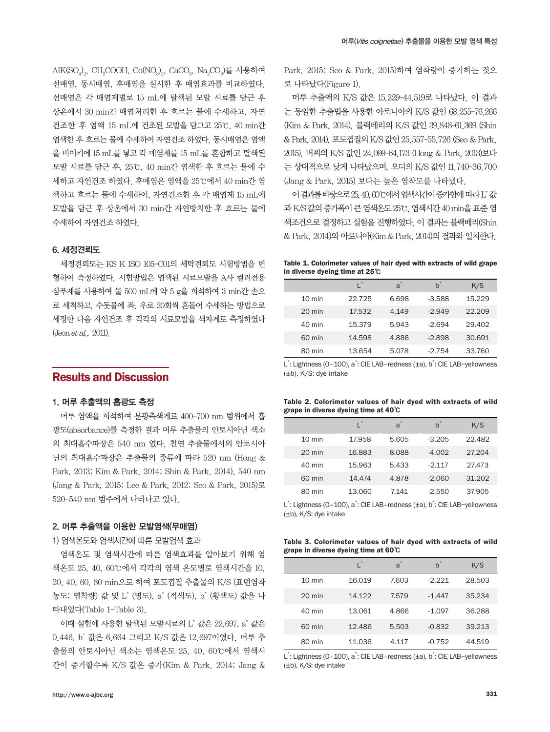$AlK(SO_4)_2$, $CH_3COOH$, $Co(NO_3)_2$, $CaCO_3$, $Na_2CO_3$)를 사용하여 선매염, 동시매염, 후매염을 실시한 후 매염효과를 비교하였다. 선매염은 각 매염제별로 15 mL에 탈색된 모발 시료를 담근 후 상온에서 30 min간 매염처리한 후 흐르는 물에 수세하고, 자연건조한 후 염액 15 mL에 건조된 모발을 담그고 25℃, 40 min간 염색한 후 흐르는 물에 수세하여 자연건조 하였다. 동시매염은 염액을 비이커에 15 mL를 넣고 각 매염제를 15 mL를 혼합하고 탈색된 모발 시료를 담근 후, 25℃, 40 min간 염색한 후 흐르는 물에 수세하고 자연건조 하였다. 후매염은 염액을 25℃에서 40 min간 염색하고 흐르는 물에 수세하여, 자연건조한 후 각 매염제 15 mL에 모발을 담근 후 상온에서 30 min간 자연방치한 후 흐르는 물에 수세하여 자연건조 하였다.

### 6. 세정견뢰도

세정견뢰도는 KS K ISO 105-C01의 세탁견뢰도 시험방법을 변형하여 측정하였다. 시험방법은 염색된 시료모발을 A사 컬러전용 샴푸제를 사용하여 물 500 mL에 약 5 g을 희석하여 3 min간 손으로 세척하고, 수돗물에 좌, 우로 20회씩 흔들어 수세하는 방법으로 세정한 다음 자연건조 후 각각의 시료모발을 색차계로 측정하였다(Jeon *et al*., 2011).

## Results and Discussion

### 1. 머루 추출액의 흡광도 측정

머루 염액을 희석하여 분광측색계로 400-700 nm 범위에서 흡광도(absorbance)를 측정한 결과 머루 추출물의 안토시아닌 색소의 최대흡수파장은 540 nm 였다. 천연 추출물에서의 안토시아닌의 최대흡수파장은 추출물의 종류에 따라 520 nm (Hong & Park, 2013; Kim & Park, 2014; Shin & Park, 2014), 540 nm (Jang & Park, 2015; Lee & Park, 2012; Seo & Park, 2015)로 520-540 nm 범주에서 나타나고 있다.

### 2. 머루 추출액을 이용한 모발염색(무매염)

1) 염색온도와 염색시간에 따른 모발염색 효과

염색온도 및 염색시간에 따른 염색효과를 알아보기 위해 염색온도 25, 40, 60℃에서 각각의 염색 온도별로 염색시간을 10, 20, 40, 60, 80 min으로 하여 포도껍질 추출물의 K/S (표면염착농도; 염착량) 값 및 $L^*$ (명도), $a^*$ (적색도), $b^*$ (황색도) 값을 나타내었다(Table 1-Table 3).

이때 실험에 사용한 탈색된 모발시료의 $L^*$ 값은 22.697, $a^*$ 값은 0.446, $b^*$ 값은 6.664 그리고 K/S 값은 12.697이였다. 머루 추출물의 안토시아닌 색소는 염색온도 25, 40, 60℃에서 염색시간이 증가할수록 K/S 값은 증가(Kim & Park, 2014; Jang & Park, 2015; Seo & Park, 2015)하여 염착량이 증가하는 것으로 나타났다(Figure 1).

머루 추출액의 K/S 값은 15.229-44.519로 나타났다. 이 결과는 동일한 추출법을 사용한 아로니아의 K/S 값인 68.255-76.266 (Kim & Park, 2014), 블랙베리의 K/S 값인 39.848-61.369 (Shin & Park, 2014), 포도껍질의 K/S 값인 25.557-55.726 (Seo & Park, 2015), 버찌의 K/S 값인 24.099-64.173 (Hong & Park, 2013)보다는 상대적으로 낮게 나타났으며, 오디의 K/S 값인 11.740-36.700 (Jang & Park, 2015) 보다는 높은 염착도를 나타냈다.

이 결과를 바탕으로 25, 40, 60℃에서 염색시간이 증가함에 따라 $L^*$ 값과 K/S 값의 증가폭이 큰 염색온도 25℃, 염색시간 40 min을 표준 염색조건으로 결정하고 실험을 진행하였다. 이 결과는 블랙베리(Shin & Park, 2014)와 아로니아(Kim & Park, 2014)의 결과와 일치한다.

**Table 1. Colorimeter values of hair dyed with extracts of wild grape in diverse dyeing time at 25℃**

| | $L^*$ | $a^*$ | $b^*$ | K/S |
|---|---|---|---|---|
| 10 min | 22.725 | 6.698 | -3.588 | 15.229 |
| 20 min | 17.532 | 4.149 | -2.949 | 22.209 |
| 40 min | 15.379 | 5.943 | -2.694 | 29.402 |
| 60 min | 14.598 | 4.886 | -2.898 | 30.691 |
| 80 min | 13.654 | 5.078 | -2.754 | 33.760 |

$L^*$: Lightness (0–100), $a^*$: CIE LAB–redness (±a), $b^*$: CIE LAB–yellowness (±b), K/S: dye intake

**Table 2. Colorimeter values of hair dyed with extracts of wild grape in diverse dyeing time at 40℃**

| | $L^*$ | $a^*$ | $b^*$ | K/S |
|---|---|---|---|---|
| 10 min | 17.958 | 5.605 | -3.205 | 22.482 |
| 20 min | 16.883 | 8.088 | -4.002 | 27.204 |
| 40 min | 15.963 | 5.433 | -2.117 | 27.473 |
| 60 min | 14.474 | 4.878 | -2.060 | 31.202 |
| 80 min | 13.060 | 7.141 | -2.550 | 37.905 |

$L^*$: Lightness (0–100), $a^*$: CIE LAB–redness (±a), $b^*$: CIE LAB–yellowness (±b), K/S: dye intake

**Table 3. Colorimeter values of hair dyed with extracts of wild grape in diverse dyeing time at 60℃**

| | $L^*$ | $a^*$ | $b^*$ | K/S |
|---|---|---|---|---|
| 10 min | 16.019 | 7.603 | -2.221 | 28.503 |
| 20 min | 14.122 | 7.579 | -1.447 | 35.234 |
| 40 min | 13.061 | 4.866 | -1.097 | 36.288 |
| 60 min | 12.486 | 5.503 | -0.832 | 39.213 |
| 80 min | 11.036 | 4.117 | -0.752 | 44.519 |

$L^*$: Lightness (0–100), $a^*$: CIE LAB–redness (±a), $b^*$: CIE LAB–yellowness (±b), K/S: dye intake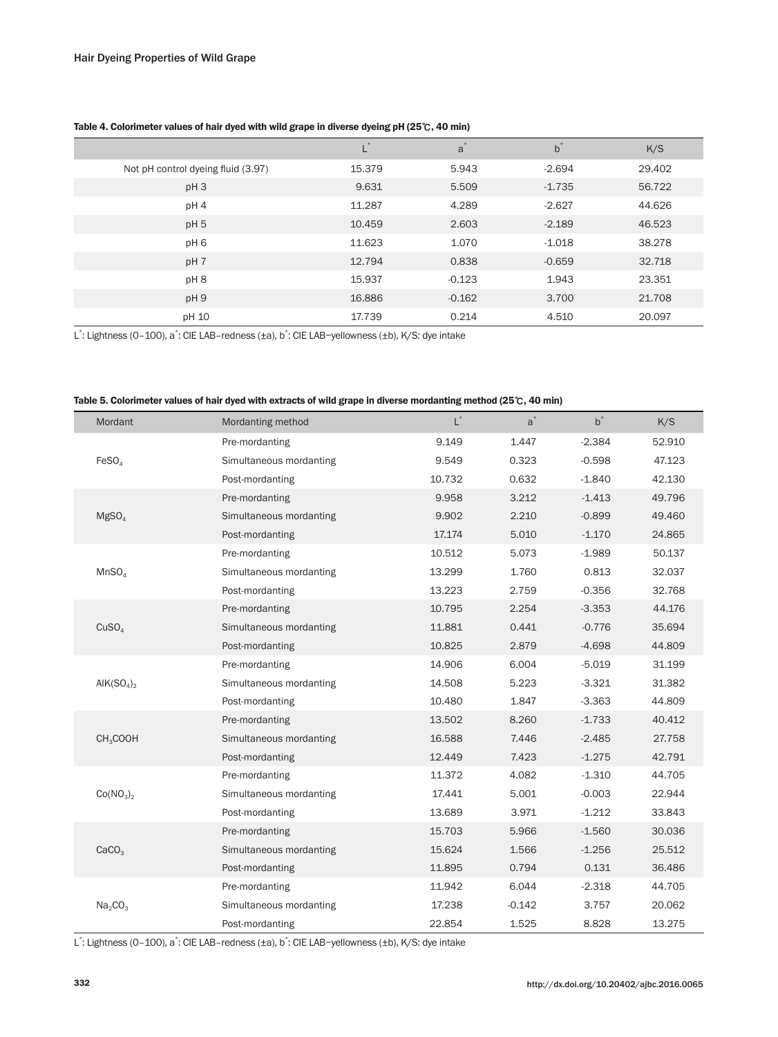Table 4. Colorimeter values of hair dyed with wild grape in diverse dyeing pH (25℃, 40 min)

| | $L^*$ | $a^*$ | $b^*$ | K/S |
|---|---|---|---|---|
| Not pH control dyeing fluid (3.97) | 15.379 | 5.943 | -2.694 | 29.402 |
| pH 3 | 9.631 | 5.509 | -1.735 | 56.722 |
| pH 4 | 11.287 | 4.289 | -2.627 | 44.626 |
| pH 5 | 10.459 | 2.603 | -2.189 | 46.523 |
| pH 6 | 11.623 | 1.070 | -1.018 | 38.278 |
| pH 7 | 12.794 | 0.838 | -0.659 | 32.718 |
| pH 8 | 15.937 | -0.123 | 1.943 | 23.351 |
| pH 9 | 16.886 | -0.162 | 3.700 | 21.708 |
| pH 10 | 17.739 | 0.214 | 4.510 | 20.097 |

$L^*$: Lightness (0–100), $a^*$: CIE LAB–redness (±a), $b^*$: CIE LAB–yellowness (±b), K/S: dye intake

Table 5. Colorimeter values of hair dyed with extracts of wild grape in diverse mordanting method (25℃, 40 min)

| Mordant | Mordanting method | $L^*$ | $a^*$ | $b^*$ | K/S |
|---|---|---|---|---|---|
| $FeSO_4$ | Pre-mordanting | 9.149 | 1.447 | -2.384 | 52.910 |
| | Simultaneous mordanting | 9.549 | 0.323 | -0.598 | 47.123 |
| | Post-mordanting | 10.732 | 0.632 | -1.840 | 42.130 |
| $MgSO_4$ | Pre-mordanting | 9.958 | 3.212 | -1.413 | 49.796 |
| | Simultaneous mordanting | 9.902 | 2.210 | -0.899 | 49.460 |
| | Post-mordanting | 17.174 | 5.010 | -1.170 | 24.865 |
| $MnSO_4$ | Pre-mordanting | 10.512 | 5.073 | -1.989 | 50.137 |
| | Simultaneous mordanting | 13.299 | 1.760 | 0.813 | 32.037 |
| | Post-mordanting | 13.223 | 2.759 | -0.356 | 32.768 |
| $CuSO_4$ | Pre-mordanting | 10.795 | 2.254 | -3.353 | 44.176 |
| | Simultaneous mordanting | 11.881 | 0.441 | -0.776 | 35.694 |
| | Post-mordanting | 10.825 | 2.879 | -4.698 | 44.809 |
| $AlK(SO_4)_2$ | Pre-mordanting | 14.906 | 6.004 | -5.019 | 31.199 |
| | Simultaneous mordanting | 14.508 | 5.223 | -3.321 | 31.382 |
| | Post-mordanting | 10.480 | 1.847 | -3.363 | 44.809 |
| $CH_3COOH$ | Pre-mordanting | 13.502 | 8.260 | -1.733 | 40.412 |
| | Simultaneous mordanting | 16.588 | 7.446 | -2.485 | 27.758 |
| | Post-mordanting | 12.449 | 7.423 | -1.275 | 42.791 |
| $Co(NO_3)_2$ | Pre-mordanting | 11.372 | 4.082 | -1.310 | 44.705 |
| | Simultaneous mordanting | 17.441 | 5.001 | -0.003 | 22.944 |
| | Post-mordanting | 13.689 | 3.971 | -1.212 | 33.843 |
| $CaCO_3$ | Pre-mordanting | 15.703 | 5.966 | -1.560 | 30.036 |
| | Simultaneous mordanting | 15.624 | 1.566 | -1.256 | 25.512 |
| | Post-mordanting | 11.895 | 0.794 | 0.131 | 36.486 |
| $Na_2CO_3$ | Pre-mordanting | 11.942 | 6.044 | -2.318 | 44.705 |
| | Simultaneous mordanting | 17.238 | -0.142 | 3.757 | 20.062 |
| | Post-mordanting | 22.854 | 1.525 | 8.828 | 13.275 |

$L^*$: Lightness (0–100), $a^*$: CIE LAB–redness (±a), $b^*$: CIE LAB–yellowness (±b), K/S: dye intake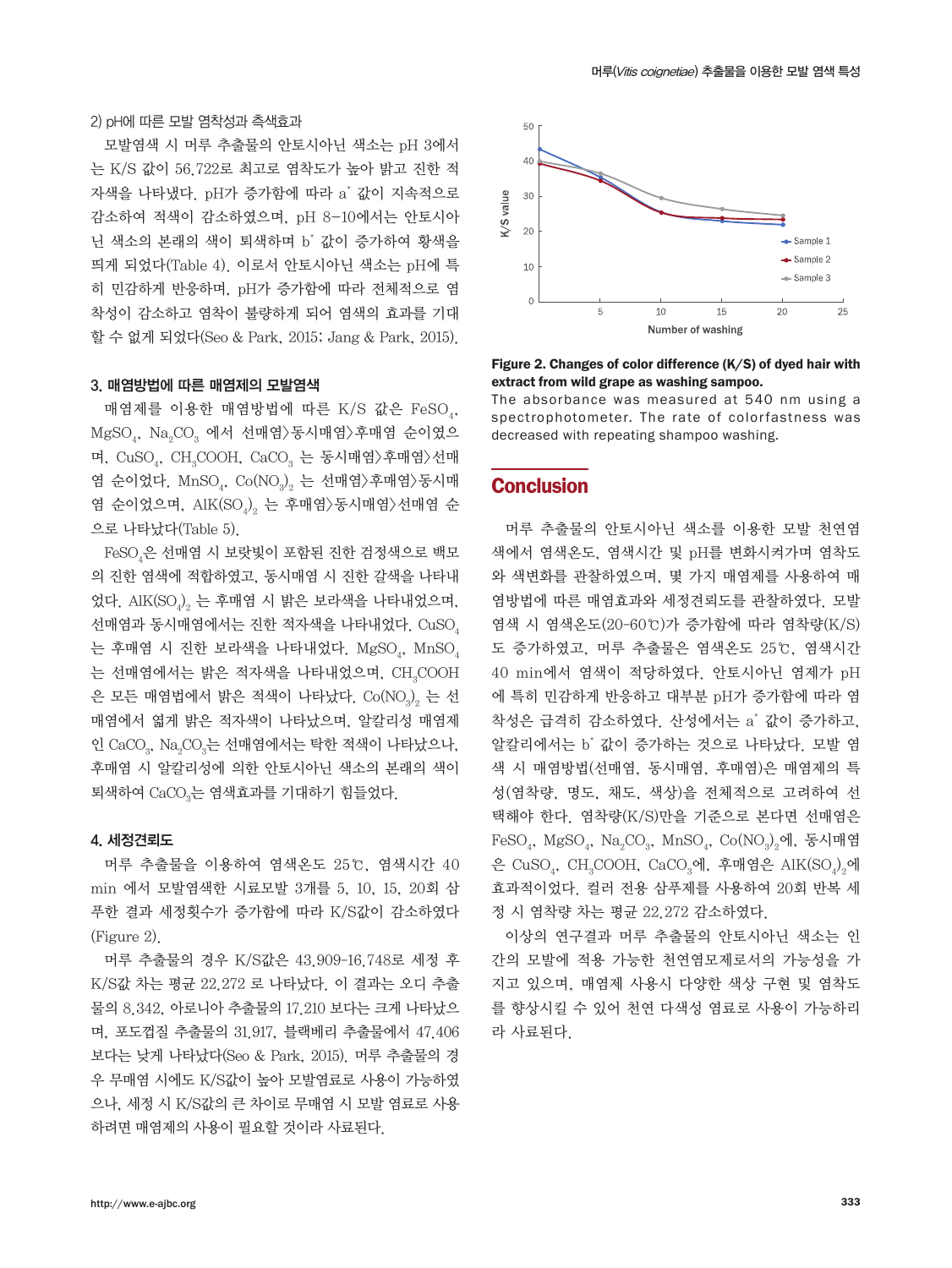2) pH에 따른 모발 염착성과 측색효과

모발염색 시 머루 추출물의 안토시아닌 색소는 pH 3에서는 K/S 값이 56.722로 최고로 염착도가 높아 밝고 진한 적자색을 나타냈다. pH가 증가함에 따라 $a^*$ 값이 지속적으로 감소하여 적색이 감소하였으며, pH 8–10에서는 안토시아닌 색소의 본래의 색이 퇴색하며 $b^*$ 값이 증가하여 황색을 띠게 되었다(Table 4). 이로서 안토시아닌 색소는 pH에 특히 민감하게 반응하며, pH가 증가함에 따라 전체적으로 염착성이 감소하고 염착이 불량하게 되어 염색의 효과를 기대할 수 없게 되었다(Seo & Park, 2015; Jang & Park, 2015).

### 3. 매염방법에 따른 매염제의 모발염색

매염제를 이용한 매염방법에 따른 K/S 값은 $FeSO_4$, $MgSO_4$, $Na_2CO_3$ 에서 선매염>동시매염>후매염 순이였으며, $CuSO_4$, $CH_3COOH$, $CaCO_3$ 는 동시매염>후매염>선매염 순이었다. $MnSO_4$, $Co(NO_3)_2$ 는 선매염>후매염>동시매염 순이었으며, $AlK(SO_4)_2$ 는 후매염>동시매염>선매염 순으로 나타났다(Table 5).

$FeSO_4$은 선매염 시 보랏빛이 포함된 진한 검정색으로 백모의 진한 염색에 적합하였고, 동시매염 시 진한 갈색을 나타내었다. $AlK(SO_4)_2$ 는 후매염 시 밝은 보라색을 나타내었으며, 선매염과 동시매염에서는 진한 적자색을 나타내었다. $CuSO_4$ 는 후매염 시 진한 보라색을 나타내었다. $MgSO_4$, $MnSO_4$ 는 선매염에서는 밝은 적자색을 나타내었으며, $CH_3COOH$은 모든 매염법에서 밝은 적색이 나타났다. $Co(NO_3)_2$ 는 선매염에서 옅게 밝은 적자색이 나타났으며, 알칼리성 매염제인 $CaCO_3$, $Na_2CO_3$는 선매염에서는 탁한 적색이 나타났으나, 후매염 시 알칼리성에 의한 안토시아닌 색소의 본래의 색이 퇴색하여 $CaCO_3$는 염색효과를 기대하기 힘들었다.

### 4. 세정견뢰도

머루 추출물을 이용하여 염색온도 25℃, 염색시간 40 min 에서 모발염색한 시료모발 3개를 5, 10, 15, 20회 샴푸한 결과 세정횟수가 증가함에 따라 K/S값이 감소하였다(Figure 2).

머루 추출물의 경우 K/S값은 43.909-16.748로 세정 후 K/S값 차는 평균 22.272 로 나타났다. 이 결과는 오디 추출물의 8.342, 아로니아 추출물의 17.210 보다는 크게 나타났으며, 포도껍질 추출물의 31.917, 블랙베리 추출물에서 47.406보다는 낮게 나타났다(Seo & Park, 2015). 머루 추출물의 경우 무매염 시에도 K/S값이 높아 모발염료로 사용이 가능하였으나, 세정 시 K/S값의 큰 차이로 무매염 시 모발 염료로 사용하려면 매염제의 사용이 필요할 것이라 사료된다.

**Figure 2. Changes of color difference (K/S) of dyed hair with extract from wild grape as washing sampoo.**
The absorbance was measured at 540 nm using a spectrophotometer. The rate of colorfastness was decreased with repeating shampoo washing.

## Conclusion

머루 추출물의 안토시아닌 색소를 이용한 모발 천연염색에서 염색온도, 염색시간 및 pH를 변화시켜가며 염착도와 색변화를 관찰하였으며, 몇 가지 매염제를 사용하여 매염방법에 따른 매염효과와 세정견뢰도를 관찰하였다. 모발염색 시 염색온도(20-60℃)가 증가함에 따라 염착량(K/S)도 증가하였고, 머루 추출물은 염색온도 25℃, 염색시간 40 min에서 염색이 적당하였다. 안토시아닌 염제가 pH에 특히 민감하게 반응하고 대부분 pH가 증가함에 따라 염착성은 급격히 감소하였다. 산성에서는 $a^*$ 값이 증가하고, 알칼리에서는 $b^*$ 값이 증가하는 것으로 나타났다. 모발 염색 시 매염방법(선매염, 동시매염, 후매염)은 매염제의 특성(염착량, 명도, 채도, 색상)을 전체적으로 고려하여 선택해야 한다. 염착량(K/S)만을 기준으로 본다면 선매염은 $FeSO_4$, $MgSO_4$, $Na_2CO_3$, $MnSO_4$, $Co(NO_3)_2$에, 동시매염은 $CuSO_4$, $CH_3COOH$, $CaCO_3$에, 후매염은 $AlK(SO_4)_2$에 효과적이었다. 컬러 전용 샴푸제를 사용하여 20회 반복 세정 시 염착량 차는 평균 22.272 감소하였다.

이상의 연구결과 머루 추출물의 안토시아닌 색소는 인간의 모발에 적용 가능한 천연염모제로서의 가능성을 가지고 있으며, 매염제 사용시 다양한 색상 구현 및 염착도를 향상시킬 수 있어 천연 다색성 염료로 사용이 가능하리라 사료된다.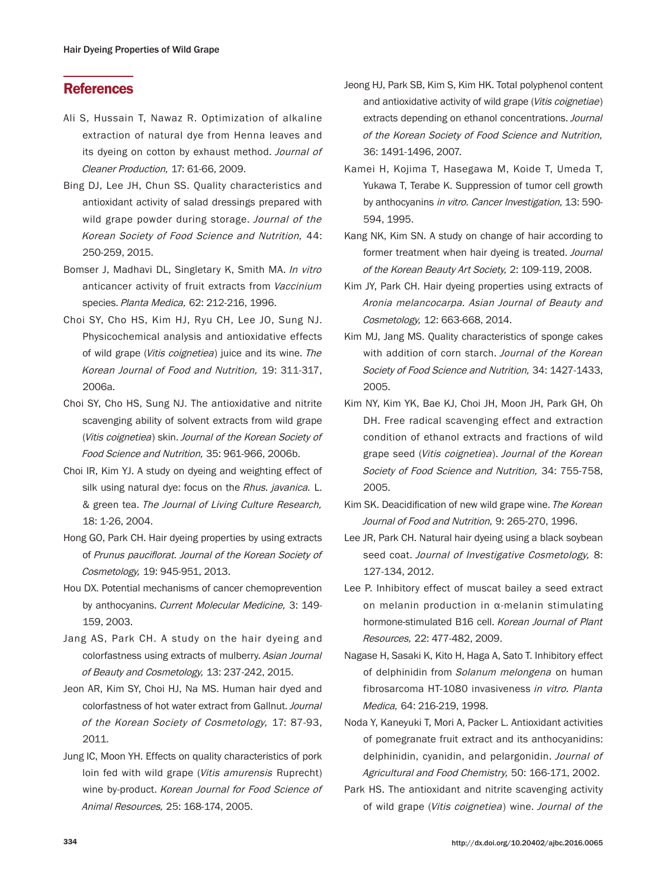## References

Ali S, Hussain T, Nawaz R. Optimization of alkaline extraction of natural dye from Henna leaves and its dyeing on cotton by exhaust method. *Journal of Cleaner Production,* 17: 61-66, 2009.

Bing DJ, Lee JH, Chun SS. Quality characteristics and antioxidant activity of salad dressings prepared with wild grape powder during storage. *Journal of the Korean Society of Food Science and Nutrition,* 44: 250-259, 2015.

Bomser J, Madhavi DL, Singletary K, Smith MA. *In vitro* anticancer activity of fruit extracts from *Vaccinium* species. *Planta Medica,* 62: 212-216, 1996.

Choi SY, Cho HS, Kim HJ, Ryu CH, Lee JO, Sung NJ. Physicochemical analysis and antioxidative effects of wild grape (*Vitis coignetiea*) juice and its wine. *The Korean Journal of Food and Nutrition,* 19: 311-317, 2006a.

Choi SY, Cho HS, Sung NJ. The antioxidative and nitrite scavenging ability of solvent extracts from wild grape (*Vitis coignetiea*) skin. *Journal of the Korean Society of Food Science and Nutrition,* 35: 961-966, 2006b.

Choi IR, Kim YJ. A study on dyeing and weighting effect of silk using natural dye: focus on the *Rhus. javanica.* L. & green tea. *The Journal of Living Culture Research,* 18: 1-26, 2004.

Hong GO, Park CH. Hair dyeing properties by using extracts of *Prunus pauciflorat. Journal of the Korean Society of Cosmetology,* 19: 945-951, 2013.

Hou DX. Potential mechanisms of cancer chemoprevention by anthocyanins. *Current Molecular Medicine,* 3: 149-159, 2003.

Jang AS, Park CH. A study on the hair dyeing and colorfastness using extracts of mulberry. *Asian Journal of Beauty and Cosmetology,* 13: 237-242, 2015.

Jeon AR, Kim SY, Choi HJ, Na MS. Human hair dyed and colorfastness of hot water extract from Gallnut. *Journal of the Korean Society of Cosmetology,* 17: 87-93, 2011.

Jung IC, Moon YH. Effects on quality characteristics of pork loin fed with wild grape (*Vitis amurensis* Ruprecht) wine by-product. *Korean Journal for Food Science of Animal Resources,* 25: 168-174, 2005.

Jeong HJ, Park SB, Kim S, Kim HK. Total polyphenol content and antioxidative activity of wild grape (*Vitis coignetiae*) extracts depending on ethanol concentrations. *Journal of the Korean Society of Food Science and Nutrition,* 36: 1491-1496, 2007.

Kamei H, Kojima T, Hasegawa M, Koide T, Umeda T, Yukawa T, Terabe K. Suppression of tumor cell growth by anthocyanins *in vitro*. *Cancer Investigation,* 13: 590-594, 1995.

Kang NK, Kim SN. A study on change of hair according to former treatment when hair dyeing is treated. *Journal of the Korean Beauty Art Society,* 2: 109-119, 2008.

Kim JY, Park CH. Hair dyeing properties using extracts of *Aronia melancocarpa. Asian Journal of Beauty and Cosmetology,* 12: 663-668, 2014.

Kim MJ, Jang MS. Quality characteristics of sponge cakes with addition of corn starch. *Journal of the Korean Society of Food Science and Nutrition,* 34: 1427-1433, 2005.

Kim NY, Kim YK, Bae KJ, Choi JH, Moon JH, Park GH, Oh DH. Free radical scavenging effect and extraction condition of ethanol extracts and fractions of wild grape seed (*Vitis coignetiea*). *Journal of the Korean Society of Food Science and Nutrition,* 34: 755-758, 2005.

Kim SK. Deacidification of new wild grape wine. *The Korean Journal of Food and Nutrition,* 9: 265-270, 1996.

Lee JR, Park CH. Natural hair dyeing using a black soybean seed coat. *Journal of Investigative Cosmetology,* 8: 127-134, 2012.

Lee P. Inhibitory effect of muscat bailey a seed extract on melanin production in α-melanin stimulating hormone-stimulated B16 cell. *Korean Journal of Plant Resources,* 22: 477-482, 2009.

Nagase H, Sasaki K, Kito H, Haga A, Sato T. Inhibitory effect of delphinidin from *Solanum melongena* on human fibrosarcoma HT-1080 invasiveness *in vitro. Planta Medica,* 64: 216-219, 1998.

Noda Y, Kaneyuki T, Mori A, Packer L. Antioxidant activities of pomegranate fruit extract and its anthocyanidins: delphinidin, cyanidin, and pelargonidin. *Journal of Agricultural and Food Chemistry,* 50: 166-171, 2002.

Park HS. The antioxidant and nitrite scavenging activity of wild grape (*Vitis coignetiea*) wine. *Journal of the*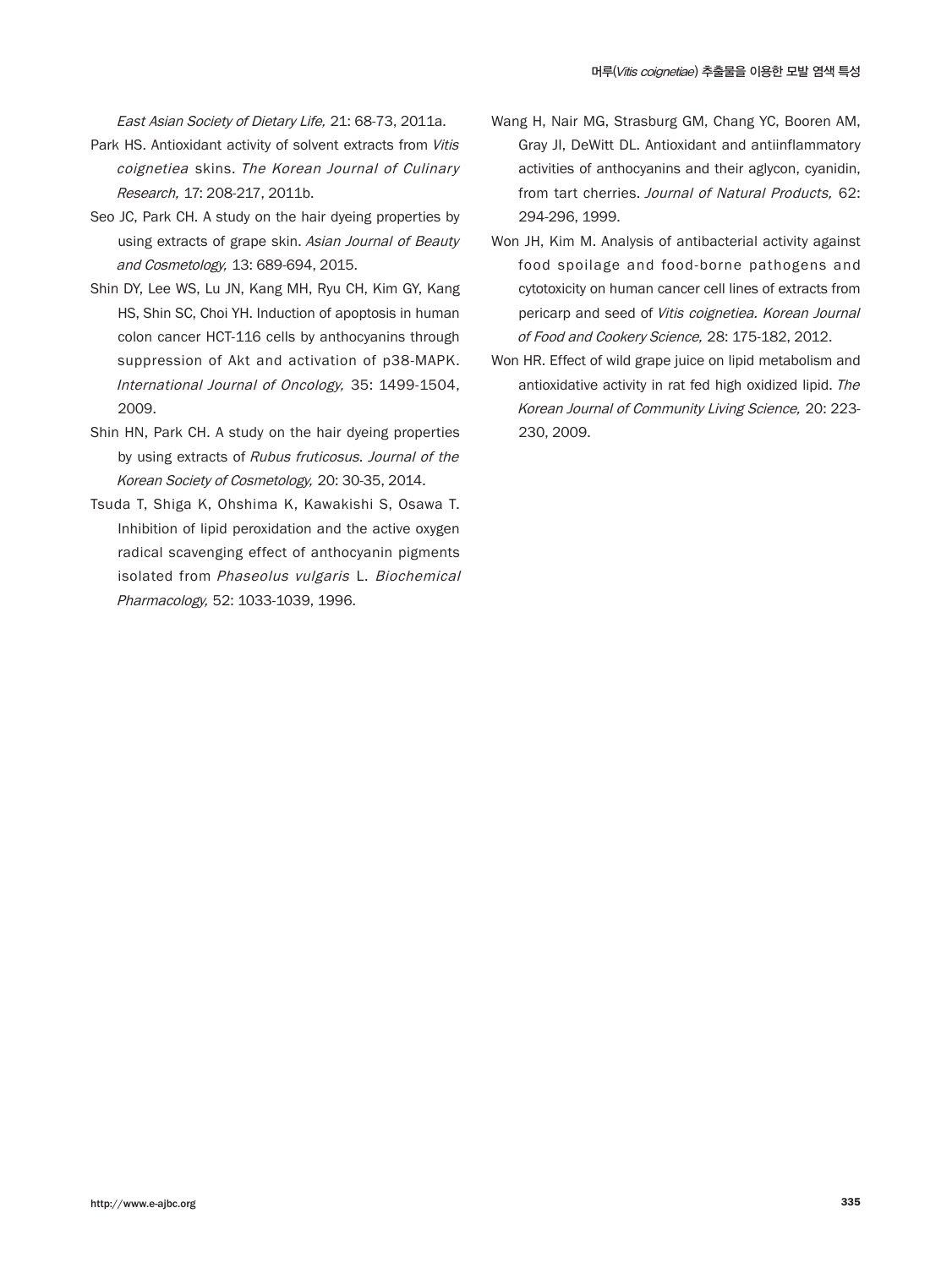*East Asian Society of Dietary Life,* 21: 68-73, 2011a.

Park HS. Antioxidant activity of solvent extracts from *Vitis coignetiea* skins. *The Korean Journal of Culinary Research,* 17: 208-217, 2011b.

Seo JC, Park CH. A study on the hair dyeing properties by using extracts of grape skin. *Asian Journal of Beauty and Cosmetology,* 13: 689-694, 2015.

Shin DY, Lee WS, Lu JN, Kang MH, Ryu CH, Kim GY, Kang HS, Shin SC, Choi YH. Induction of apoptosis in human colon cancer HCT-116 cells by anthocyanins through suppression of Akt and activation of p38-MAPK. *International Journal of Oncology,* 35: 1499-1504, 2009.

Shin HN, Park CH. A study on the hair dyeing properties by using extracts of *Rubus fruticosus*. *Journal of the Korean Society of Cosmetology,* 20: 30-35, 2014.

Tsuda T, Shiga K, Ohshima K, Kawakishi S, Osawa T. Inhibition of lipid peroxidation and the active oxygen radical scavenging effect of anthocyanin pigments isolated from *Phaseolus vulgaris* L. *Biochemical Pharmacology,* 52: 1033-1039, 1996.

Wang H, Nair MG, Strasburg GM, Chang YC, Booren AM, Gray JI, DeWitt DL. Antioxidant and antiinflammatory activities of anthocyanins and their aglycon, cyanidin, from tart cherries. *Journal of Natural Products,* 62: 294-296, 1999.

Won JH, Kim M. Analysis of antibacterial activity against food spoilage and food-borne pathogens and cytotoxicity on human cancer cell lines of extracts from pericarp and seed of *Vitis coignetiea. Korean Journal of Food and Cookery Science,* 28: 175-182, 2012.

Won HR. Effect of wild grape juice on lipid metabolism and antioxidative activity in rat fed high oxidized lipid. *The Korean Journal of Community Living Science,* 20: 223-230, 2009.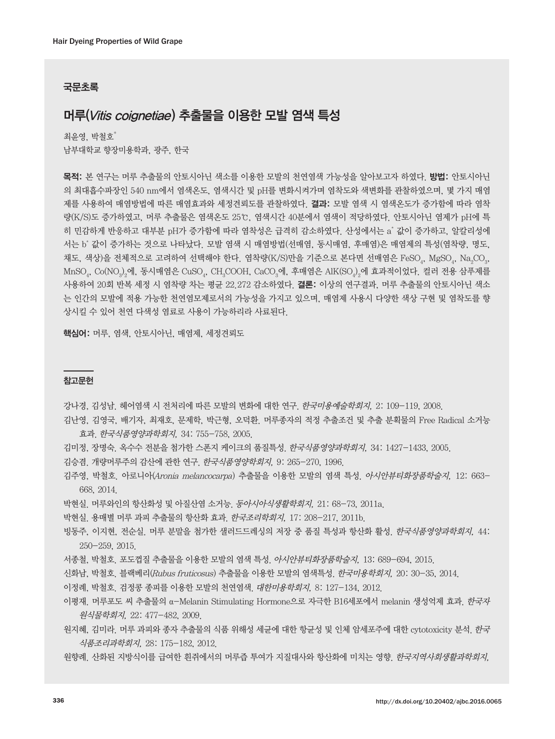## 국문초록

# 머루(*Vitis coignetiae*) 추출물을 이용한 모발 염색 특성

최윤영, 박철호[*]

남부대학교 향장미용학과, 광주, 한국

**목적:** 본 연구는 머루 추출물의 안토시아닌 색소를 이용한 모발의 천연염색 가능성을 알아보고자 하였다. **방법:** 안토시아닌의 최대흡수파장인 540 nm에서 염색온도, 염색시간 및 pH를 변화시켜가며 염착도와 색변화를 관찰하였으며, 몇 가지 매염제를 사용하여 매염방법에 따른 매염효과와 세정견뢰도를 관찰하였다. **결과:** 모발 염색 시 염색온도가 증가함에 따라 염착량(K/S)도 증가하였고, 머루 추출물은 염색온도 25℃, 염색시간 40분에서 염색이 적당하였다. 안토시아닌 염제가 pH에 특히 민감하게 반응하고 대부분 pH가 증가함에 따라 염착성은 급격히 감소하였다. 산성에서는 $a^*$ 값이 증가하고, 알칼리성에서는 $b^*$ 값이 증가하는 것으로 나타났다. 모발 염색 시 매염방법(선매염, 동시매염, 후매염)은 매염제의 특성(염착량, 명도, 채도, 색상)을 전체적으로 고려하여 선택해야 한다. 염착량(K/S)만을 기준으로 본다면 선매염은 $FeSO_4$, $MgSO_4$, $Na_2CO_3$, $MnSO_4$, $Co(NO_3)_2$에, 동시매염은 $CuSO_4$, $CH_3COOH$, $CaCO_3$에, 후매염은 $AlK(SO_4)_2$에 효과적이었다. 컬러 전용 샴푸제를 사용하여 20회 반복 세정 시 염착량 차는 평균 22.272 감소하였다. **결론:** 이상의 연구결과, 머루 추출물의 안토시아닌 색소는 인간의 모발에 적용 가능한 천연염모제로서의 가능성을 가지고 있으며, 매염제 사용시 다양한 색상 구현 및 염착도를 향상시킬 수 있어 천연 다색성 염료로 사용이 가능하리라 사료된다.

**핵심어:** 머루, 염색, 안토시아닌, 매염제, 세정견뢰도

## 참고문헌

강나경, 김성남. 헤어염색 시 전처리에 따른 모발의 변화에 대한 연구. *한국미용예술학회지,* 2: 109-119, 2008.

김난영, 김영국, 배기자, 최재호, 문제학, 박근형, 오덕환. 머루종자의 적정 추출조건 및 추출 분획물의 Free Radical 소거능 효과. *한국식품영양과학회지,* 34: 755-758, 2005.

김미정, 장명숙. 옥수수 전분을 첨가한 스폰지 케이크의 품질특성. *한국식품영양과학회지,* 34: 1427-1433, 2005.

김승겸. 개량머루주의 감산에 관한 연구. *한국식품영양학회지,* 9: 265-270, 1996.

김주영, 박철호. 아로니아(*Aronia melancocarpa*) 추출물을 이용한 모발의 염색 특성. *아시안뷰티화장품학술지,* 12: 663-668, 2014.

박현실. 머루와인의 항산화성 및 아질산염 소거능. *동아시아식생활학회지,* 21: 68-73, 2011a.

박현실. 용매별 머루 과피 추출물의 항산화 효과. *한국조리학회지,* 17: 208-217, 2011b.

빙동주, 이지현, 전순실. 머루 분말을 첨가한 샐러드드레싱의 저장 중 품질 특성과 항산화 활성. *한국식품영양과학회지,* 44: 250-259, 2015.

서종철, 박철호. 포도껍질 추출물을 이용한 모발의 염색 특성. *아시안뷰티화장품학술지,* 13: 689-694, 2015.

신화남, 박철호. 블랙베리(*Rubus fruticosus*) 추출물을 이용한 모발의 염색특성. *한국미용학회지,* 20: 30-35, 2014.

이정례, 박철호. 검정콩 종피를 이용한 모발의 천연염색. *대한미용학회지,* 8: 127-134, 2012.

이평재. 머루포도 씨 추출물의 α-Melanin Stimulating Hormone으로 자극한 B16세포에서 melanin 생성억제 효과. *한국자원식물학회지,* 22: 477-482, 2009.

원지혜, 김미라. 머루 과피와 종자 추출물의 식품 위해성 세균에 대한 항균성 및 인체 암세포주에 대한 cytotoxicity 분석. *한국식품조리과학회지,* 28: 175-182, 2012.

원향례. 산화된 지방식이를 급여한 흰쥐에서의 머루즙 투여가 지질대사와 항산화에 미치는 영향. *한국지역사회생활과학회지,*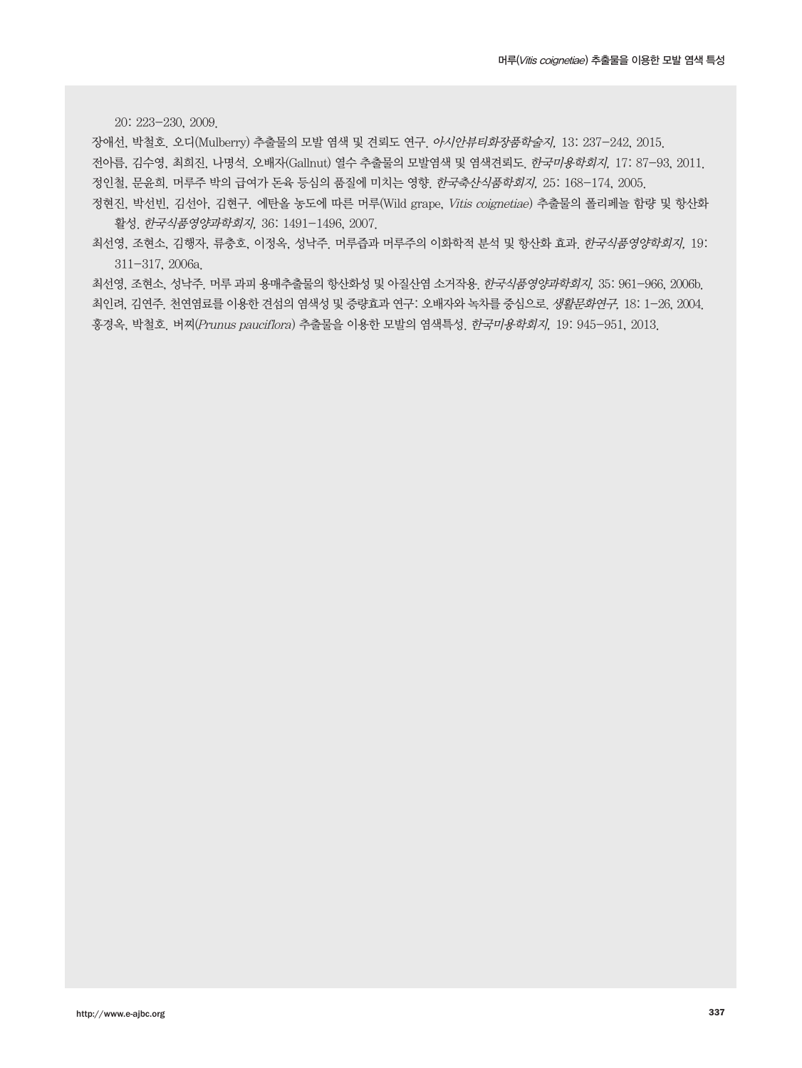20: 223-230, 2009.

장애선, 박철호. 오디(Mulberry) 추출물의 모발 염색 및 견뢰도 연구. *아시안뷰티화장품학술지,* 13: 237-242, 2015.

전아름, 김수영, 최희진, 나명석. 오배자(Gallnut) 열수 추출물의 모발염색 및 염색견뢰도. *한국미용학회지,* 17: 87-93, 2011.

정인철, 문윤희. 머루주 박의 급여가 돈육 등심의 품질에 미치는 영향. *한국축산식품학회지,* 25: 168-174, 2005.

정현진, 박선빈, 김선아, 김현구. 에탄올 농도에 따른 머루(Wild grape, *Vitis coignetiae*) 추출물의 폴리페놀 함량 및 항산화 활성. *한국식품영양과학회지,* 36: 1491-1496, 2007.

최선영, 조현소, 김행자, 류충호, 이정옥, 성낙주. 머루즙과 머루주의 이화학적 분석 및 항산화 효과. *한국식품영양학회지,* 19: 311-317, 2006a.

최선영, 조현소, 성낙주. 머루 과피 용매추출물의 항산화성 및 아질산염 소거작용. *한국식품영양과학회지,* 35: 961-966, 2006b.

최인려, 김연주. 천연염료를 이용한 견섬의 염색성 및 증량효과 연구: 오배자와 녹차를 중심으로. *생활문화연구,* 18: 1-26, 2004.

홍경옥, 박철호. 버찌(*Prunus pauciflora*) 추출물을 이용한 모발의 염색특성. *한국미용학회지,* 19: 945-951, 2013.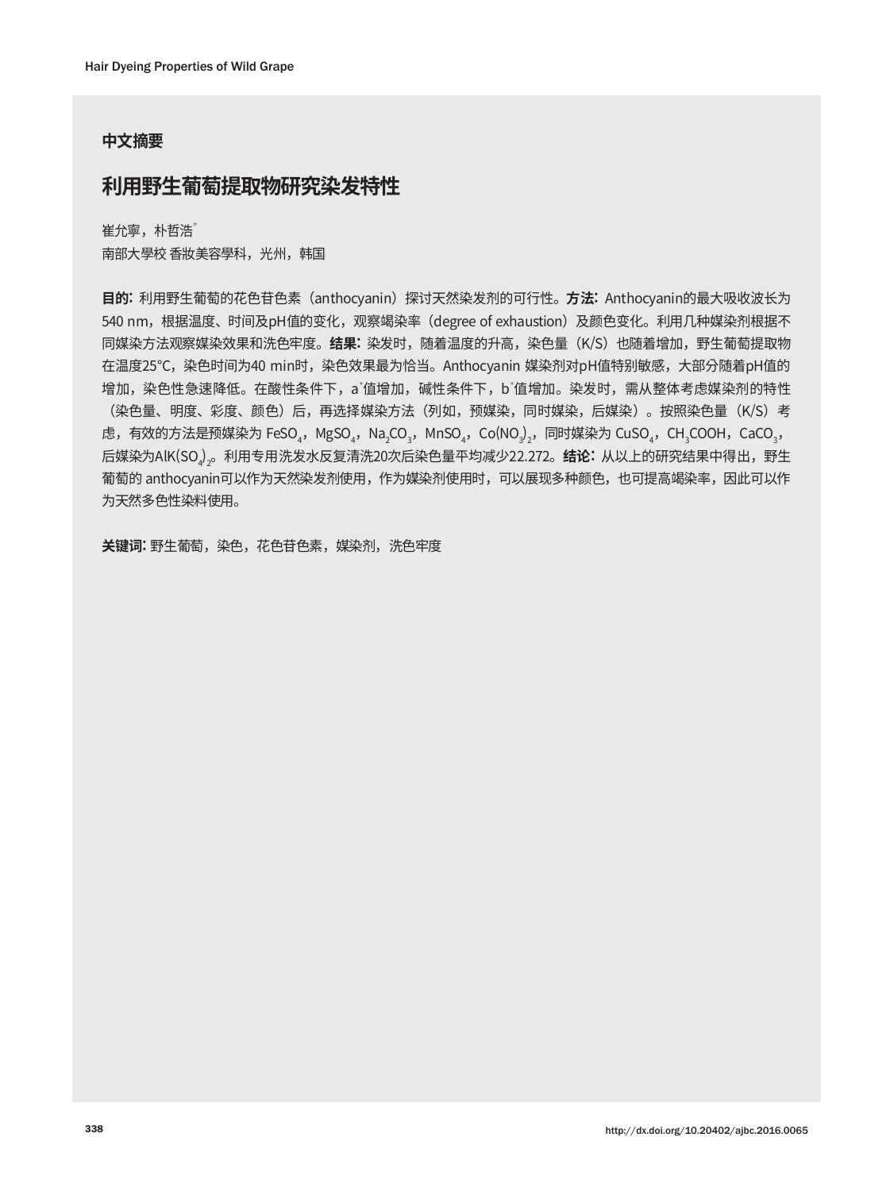## 中文摘要

# 利用野生葡萄提取物研究染发特性

崔允寧，朴哲浩*

南部大學校 香妝美容學科，光州，韩国

**目的:** 利用野生葡萄的花色苷色素（anthocyanin）探讨天然染发剂的可行性。**方法:** Anthocyanin的最大吸收波长为540 nm，根据温度、时间及pH值的变化，观察竭染率（degree of exhaustion）及颜色变化。利用几种媒染剂根据不同媒染方法观察媒染效果和洗色牢度。**结果:** 染发时，随着温度的升高，染色量（K/S）也随着增加，野生葡萄提取物在温度25°C，染色时间为40 min时，染色效果最为恰当。Anthocyanin 媒染剂对pH值特别敏感，大部分随着pH值的增加，染色性急速降低。在酸性条件下，$a^*$值增加，碱性条件下，$b^*$值增加。染发时，需从整体考虑媒染剂的特性（染色量、明度、彩度、颜色）后，再选择媒染方法（列如，预媒染，同时媒染，后媒染）。按照染色量（K/S）考虑，有效的方法是预媒染为 $FeSO_4$，$MgSO_4$，$Na_2CO_3$，$MnSO_4$，$Co(NO_3)_2$，同时媒染为 $CuSO_4$，$CH_3COOH$，$CaCO_3$，后媒染为$AlK(SO_4)_2$。利用专用洗发水反复清洗20次后染色量平均减少22.272。**结论:** 从以上的研究结果中得出，野生葡萄的 anthocyanin可以作为天然染发剂使用，作为媒染剂使用时，可以展现多种颜色，也可提高竭染率，因此可以作为天然多色性染料使用。

**关键词:** 野生葡萄，染色，花色苷色素，媒染剂，洗色牢度